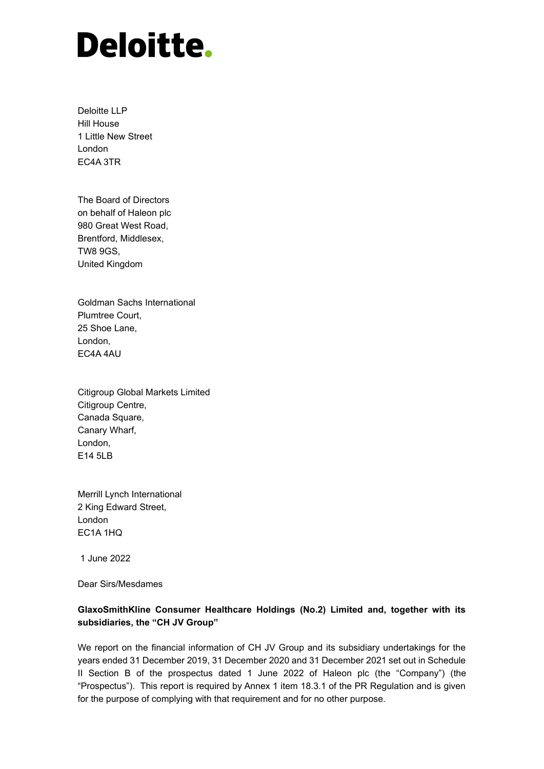# Deloitte.

Deloitte LLP
Hill House
1 Little New Street
London
EC4A 3TR

The Board of Directors
on behalf of Haleon plc
980 Great West Road,
Brentford, Middlesex,
TW8 9GS,
United Kingdom

Goldman Sachs International
Plumtree Court,
25 Shoe Lane,
London,
EC4A 4AU

Citigroup Global Markets Limited
Citigroup Centre,
Canada Square,
Canary Wharf,
London,
E14 5LB

Merrill Lynch International
2 King Edward Street,
London
EC1A 1HQ

1 June 2022

Dear Sirs/Mesdames

**GlaxoSmithKline Consumer Healthcare Holdings (No.2) Limited and, together with its subsidiaries, the "CH JV Group"**

We report on the financial information of CH JV Group and its subsidiary undertakings for the years ended 31 December 2019, 31 December 2020 and 31 December 2021 set out in Schedule II Section B of the prospectus dated 1 June 2022 of Haleon plc (the "Company") (the "Prospectus"). This report is required by Annex 1 item 18.3.1 of the PR Regulation and is given for the purpose of complying with that requirement and for no other purpose.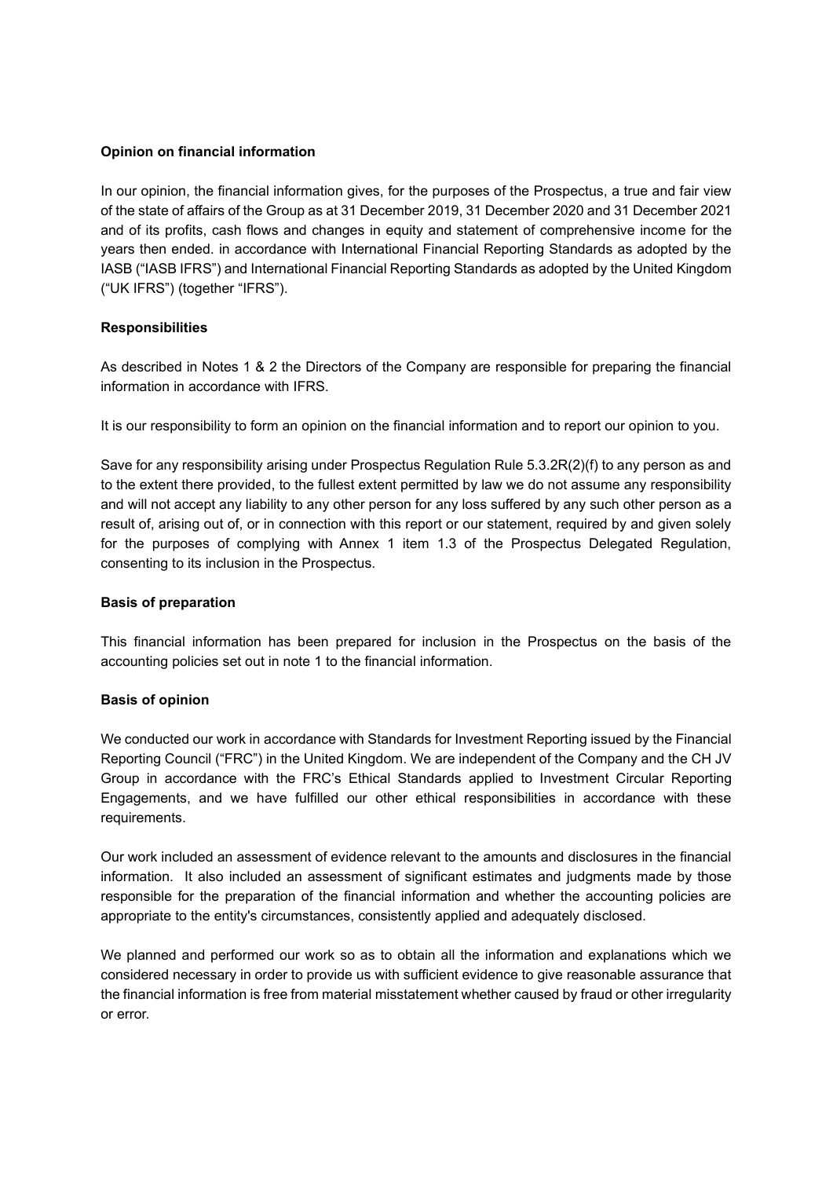**Opinion on financial information**

In our opinion, the financial information gives, for the purposes of the Prospectus, a true and fair view of the state of affairs of the Group as at 31 December 2019, 31 December 2020 and 31 December 2021 and of its profits, cash flows and changes in equity and statement of comprehensive income for the years then ended. in accordance with International Financial Reporting Standards as adopted by the IASB ("IASB IFRS") and International Financial Reporting Standards as adopted by the United Kingdom ("UK IFRS") (together "IFRS").

**Responsibilities**

As described in Notes 1 & 2 the Directors of the Company are responsible for preparing the financial information in accordance with IFRS.

It is our responsibility to form an opinion on the financial information and to report our opinion to you.

Save for any responsibility arising under Prospectus Regulation Rule 5.3.2R(2)(f) to any person as and to the extent there provided, to the fullest extent permitted by law we do not assume any responsibility and will not accept any liability to any other person for any loss suffered by any such other person as a result of, arising out of, or in connection with this report or our statement, required by and given solely for the purposes of complying with Annex 1 item 1.3 of the Prospectus Delegated Regulation, consenting to its inclusion in the Prospectus.

**Basis of preparation**

This financial information has been prepared for inclusion in the Prospectus on the basis of the accounting policies set out in note 1 to the financial information.

**Basis of opinion**

We conducted our work in accordance with Standards for Investment Reporting issued by the Financial Reporting Council ("FRC") in the United Kingdom. We are independent of the Company and the CH JV Group in accordance with the FRC's Ethical Standards applied to Investment Circular Reporting Engagements, and we have fulfilled our other ethical responsibilities in accordance with these requirements.

Our work included an assessment of evidence relevant to the amounts and disclosures in the financial information. It also included an assessment of significant estimates and judgments made by those responsible for the preparation of the financial information and whether the accounting policies are appropriate to the entity's circumstances, consistently applied and adequately disclosed.

We planned and performed our work so as to obtain all the information and explanations which we considered necessary in order to provide us with sufficient evidence to give reasonable assurance that the financial information is free from material misstatement whether caused by fraud or other irregularity or error.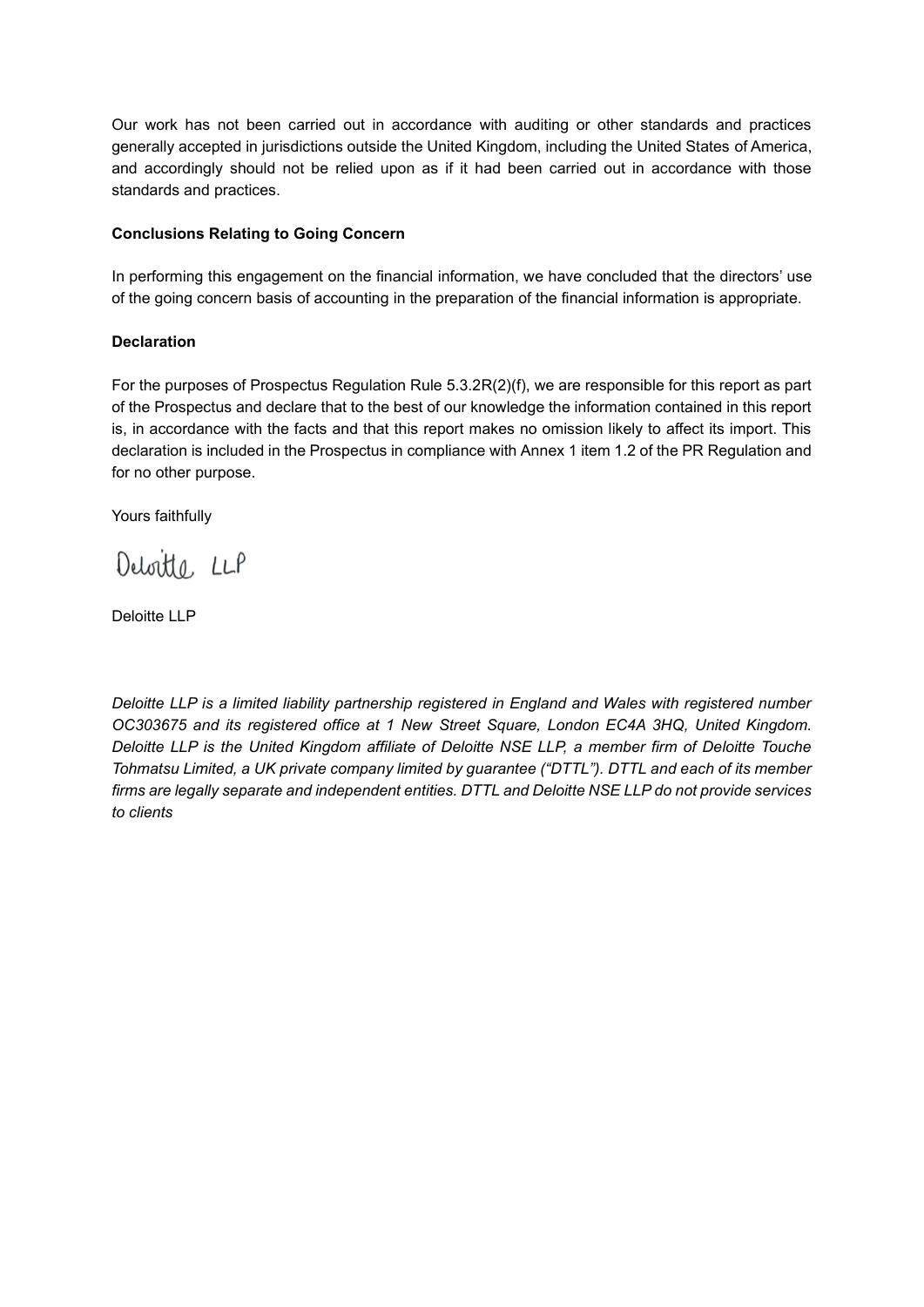Our work has not been carried out in accordance with auditing or other standards and practices generally accepted in jurisdictions outside the United Kingdom, including the United States of America, and accordingly should not be relied upon as if it had been carried out in accordance with those standards and practices.

**Conclusions Relating to Going Concern**

In performing this engagement on the financial information, we have concluded that the directors' use of the going concern basis of accounting in the preparation of the financial information is appropriate.

**Declaration**

For the purposes of Prospectus Regulation Rule 5.3.2R(2)(f), we are responsible for this report as part of the Prospectus and declare that to the best of our knowledge the information contained in this report is, in accordance with the facts and that this report makes no omission likely to affect its import. This declaration is included in the Prospectus in compliance with Annex 1 item 1.2 of the PR Regulation and for no other purpose.

Yours faithfully

Deloitte LLP

Deloitte LLP

*Deloitte LLP is a limited liability partnership registered in England and Wales with registered number OC303675 and its registered office at 1 New Street Square, London EC4A 3HQ, United Kingdom. Deloitte LLP is the United Kingdom affiliate of Deloitte NSE LLP, a member firm of Deloitte Touche Tohmatsu Limited, a UK private company limited by guarantee ("DTTL"). DTTL and each of its member firms are legally separate and independent entities. DTTL and Deloitte NSE LLP do not provide services to clients*